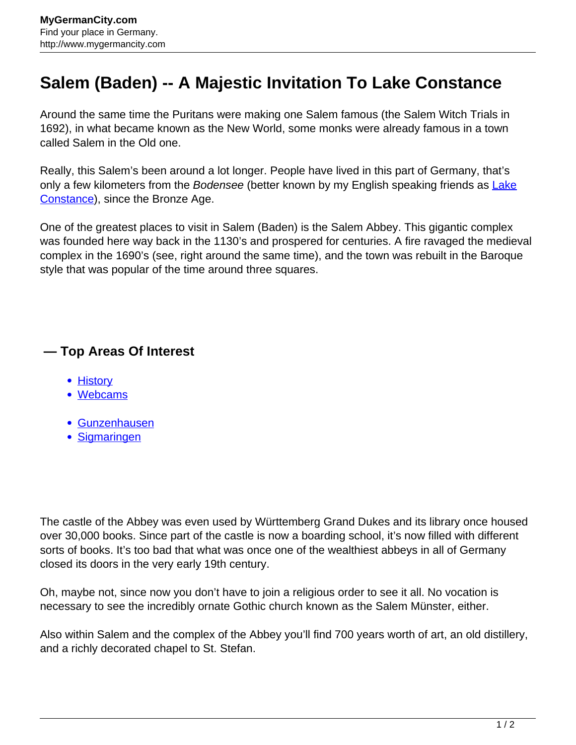# Salem (Baden) -- A Majestic Invitation To Lake Constance

Around the same time the Puritans were making one Salem famous (the Salem Witch Trials in 1692), in what became known as the New World, some monks were already famous in a town called Salem in the Old one.

Really, this Salem's been around a lot longer. People have lived in this part of Germany, that's only a few kilometers from the *Bodensee* (better known by my English speaking friends as Lake Constance), since the Bronze Age.

One of the greatest places to visit in Salem (Baden) is the Salem Abbey. This gigantic complex was founded here way back in the 1130's and prospered for centuries. A fire ravaged the medieval complex in the 1690's (see, right around the same time), and the town was rebuilt in the Baroque style that was popular of the time around three squares.

## — Top Areas Of Interest

- History
- Webcams

- Gunzenhausen
- Sigmaringen

The castle of the Abbey was even used by Württemberg Grand Dukes and its library once housed over 30,000 books. Since part of the castle is now a boarding school, it's now filled with different sorts of books. It's too bad that what was once one of the wealthiest abbeys in all of Germany closed its doors in the very early 19th century.

Oh, maybe not, since now you don't have to join a religious order to see it all. No vocation is necessary to see the incredibly ornate Gothic church known as the Salem Münster, either.

Also within Salem and the complex of the Abbey you'll find 700 years worth of art, an old distillery, and a richly decorated chapel to St. Stefan.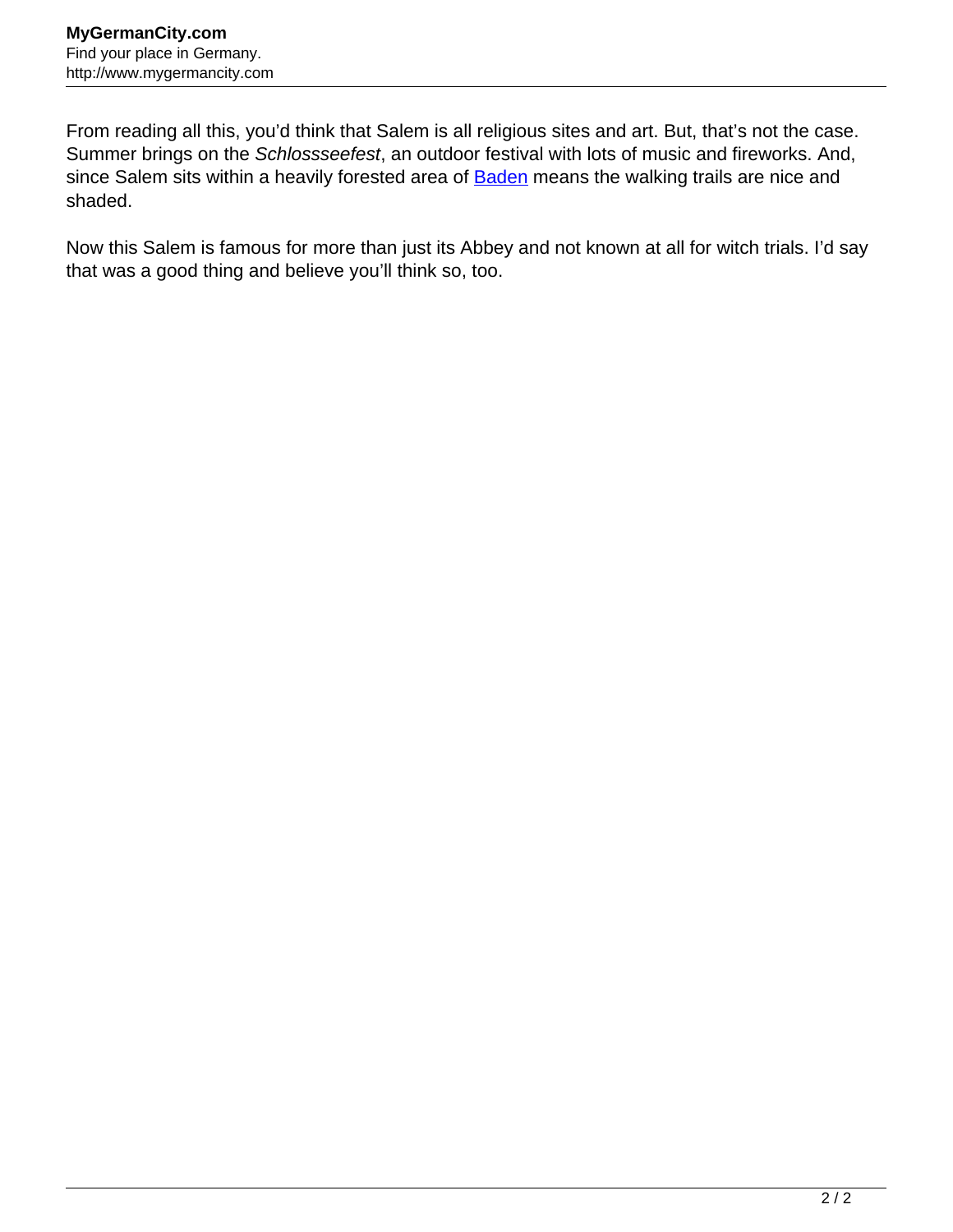From reading all this, you'd think that Salem is all religious sites and art. But, that's not the case. Summer brings on the *Schlossseefest*, an outdoor festival with lots of music and fireworks. And, since Salem sits within a heavily forested area of Baden means the walking trails are nice and shaded.

Now this Salem is famous for more than just its Abbey and not known at all for witch trials. I'd say that was a good thing and believe you'll think so, too.